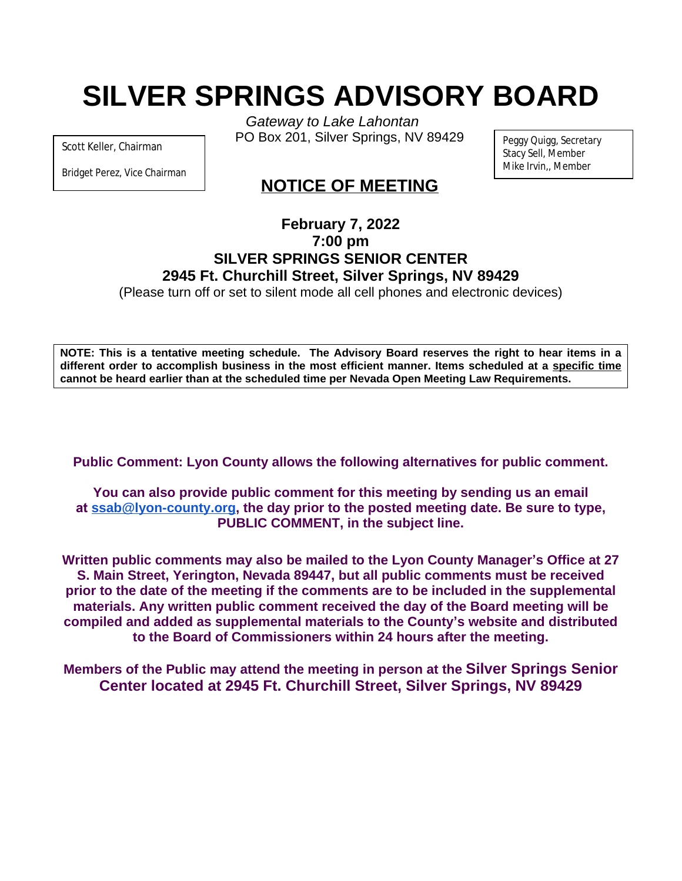# SILVER SPRINGS ADVISORY BOARD

*Gateway to Lake Lahontan*
PO Box 201, Silver Springs, NV 89429

Scott Keller, Chairman

Bridget Perez, Vice Chairman

Peggy Quigg, Secretary
Stacy Sell, Member
Mike Irvin,, Member

## NOTICE OF MEETING

**February 7, 2022**
**7:00 pm**
**SILVER SPRINGS SENIOR CENTER**
**2945 Ft. Churchill Street, Silver Springs, NV 89429**
(Please turn off or set to silent mode all cell phones and electronic devices)

**NOTE: This is a tentative meeting schedule. The Advisory Board reserves the right to hear items in a different order to accomplish business in the most efficient manner. Items scheduled at a specific time cannot be heard earlier than at the scheduled time per Nevada Open Meeting Law Requirements.**

**Public Comment: Lyon County allows the following alternatives for public comment.**

**You can also provide public comment for this meeting by sending us an email at ssab@lyon-county.org, the day prior to the posted meeting date. Be sure to type, PUBLIC COMMENT, in the subject line.**

**Written public comments may also be mailed to the Lyon County Manager's Office at 27 S. Main Street, Yerington, Nevada 89447, but all public comments must be received prior to the date of the meeting if the comments are to be included in the supplemental materials. Any written public comment received the day of the Board meeting will be compiled and added as supplemental materials to the County's website and distributed to the Board of Commissioners within 24 hours after the meeting.**

**Members of the Public may attend the meeting in person at the Silver Springs Senior Center located at 2945 Ft. Churchill Street, Silver Springs, NV 89429**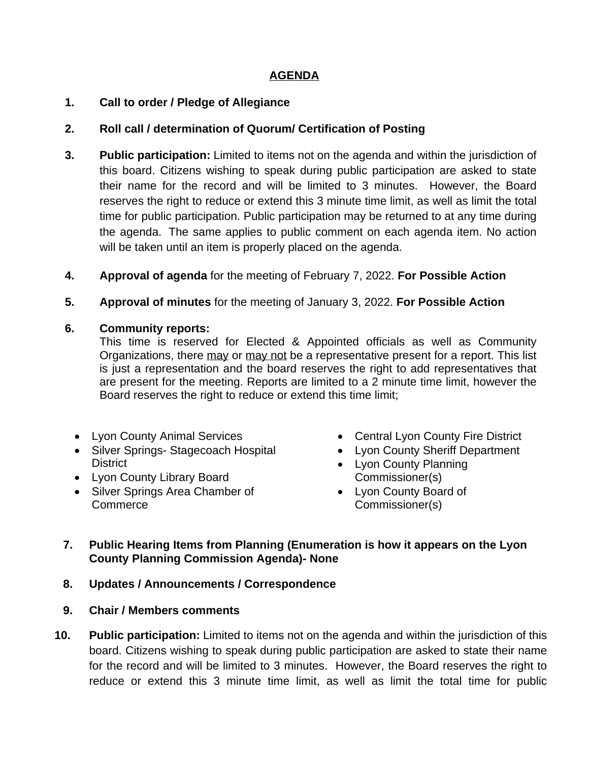**AGENDA**

1. **Call to order / Pledge of Allegiance**

2. **Roll call / determination of Quorum/ Certification of Posting**

3. **Public participation:** Limited to items not on the agenda and within the jurisdiction of this board. Citizens wishing to speak during public participation are asked to state their name for the record and will be limited to 3 minutes. However, the Board reserves the right to reduce or extend this 3 minute time limit, as well as limit the total time for public participation. Public participation may be returned to at any time during the agenda. The same applies to public comment on each agenda item. No action will be taken until an item is properly placed on the agenda.

4. **Approval of agenda** for the meeting of February 7, 2022. **For Possible Action**

5. **Approval of minutes** for the meeting of January 3, 2022. **For Possible Action**

6. **Community reports:**
   This time is reserved for Elected & Appointed officials as well as Community Organizations, there may or may not be a representative present for a report. This list is just a representation and the board reserves the right to add representatives that are present for the meeting. Reports are limited to a 2 minute time limit, however the Board reserves the right to reduce or extend this time limit;

   - Lyon County Animal Services
   - Silver Springs- Stagecoach Hospital District
   - Lyon County Library Board
   - Silver Springs Area Chamber of Commerce
   - Central Lyon County Fire District
   - Lyon County Sheriff Department
   - Lyon County Planning Commissioner(s)
   - Lyon County Board of Commissioner(s)

7. **Public Hearing Items from Planning (Enumeration is how it appears on the Lyon County Planning Commission Agenda)- None**

8. **Updates / Announcements / Correspondence**

9. **Chair / Members comments**

10. **Public participation:** Limited to items not on the agenda and within the jurisdiction of this board. Citizens wishing to speak during public participation are asked to state their name for the record and will be limited to 3 minutes. However, the Board reserves the right to reduce or extend this 3 minute time limit, as well as limit the total time for public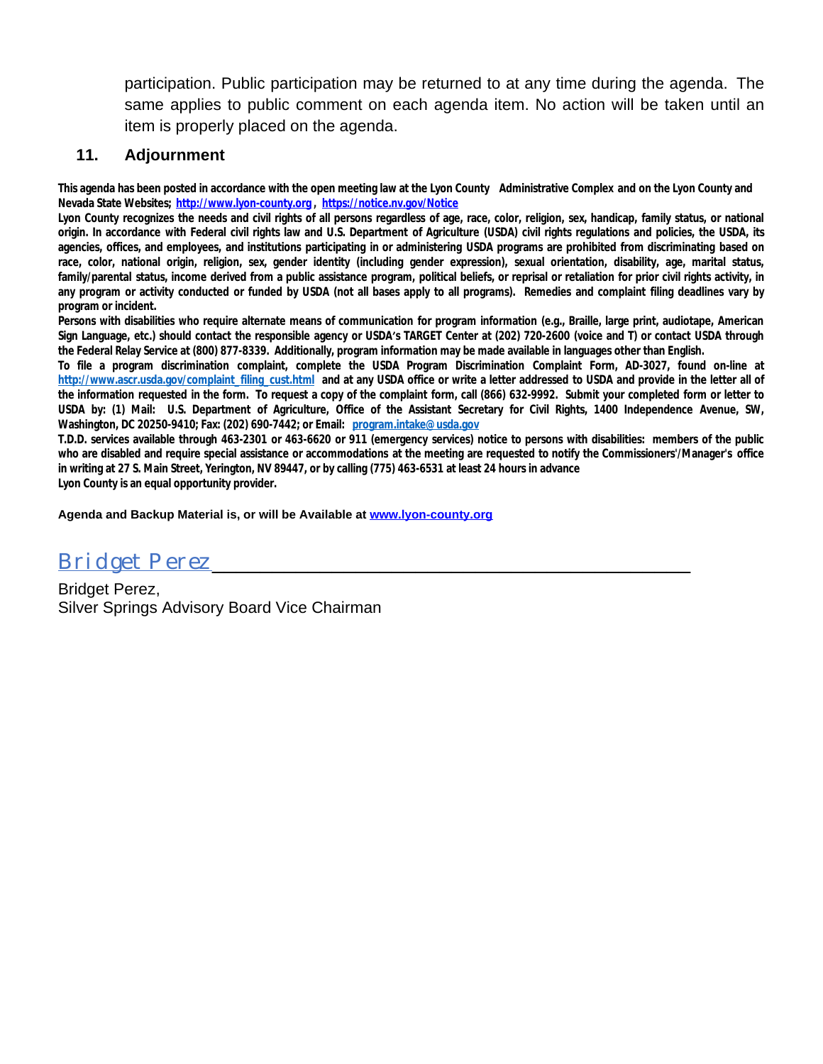participation. Public participation may be returned to at any time during the agenda. The same applies to public comment on each agenda item. No action will be taken until an item is properly placed on the agenda.

## 11. Adjournment

**This agenda has been posted in accordance with the open meeting law at the Lyon County Administrative Complex and on the Lyon County and Nevada State Websites; [http://www.lyon-county.org](http://www.lyon-county.org), [https://notice.nv.gov/Notice](https://notice.nv.gov/Notice)**

**Lyon County recognizes the needs and civil rights of all persons regardless of age, race, color, religion, sex, handicap, family status, or national origin. In accordance with Federal civil rights law and U.S. Department of Agriculture (USDA) civil rights regulations and policies, the USDA, its agencies, offices, and employees, and institutions participating in or administering USDA programs are prohibited from discriminating based on race, color, national origin, religion, sex, gender identity (including gender expression), sexual orientation, disability, age, marital status, family/parental status, income derived from a public assistance program, political beliefs, or reprisal or retaliation for prior civil rights activity, in any program or activity conducted or funded by USDA (not all bases apply to all programs). Remedies and complaint filing deadlines vary by program or incident.**

**Persons with disabilities who require alternate means of communication for program information (e.g., Braille, large print, audiotape, American Sign Language, etc.) should contact the responsible agency or USDA's TARGET Center at (202) 720-2600 (voice and T) or contact USDA through the Federal Relay Service at (800) 877-8339. Additionally, program information may be made available in languages other than English.**

**To file a program discrimination complaint, complete the USDA Program Discrimination Complaint Form, AD-3027, found on-line at [http://www.ascr.usda.gov/complaint_filing_cust.html](http://www.ascr.usda.gov/complaint_filing_cust.html) and at any USDA office or write a letter addressed to USDA and provide in the letter all of the information requested in the form. To request a copy of the complaint form, call (866) 632-9992. Submit your completed form or letter to USDA by: (1) Mail: U.S. Department of Agriculture, Office of the Assistant Secretary for Civil Rights, 1400 Independence Avenue, SW, Washington, DC 20250-9410; Fax: (202) 690-7442; or Email: [program.intake@usda.gov](mailto:program.intake@usda.gov)**

**T.D.D. services available through 463-2301 or 463-6620 or 911 (emergency services) notice to persons with disabilities: members of the public who are disabled and require special assistance or accommodations at the meeting are requested to notify the Commissioners'/Manager's office in writing at 27 S. Main Street, Yerington, NV 89447, or by calling (775) 463-6531 at least 24 hours in advance**

**Lyon County is an equal opportunity provider.**

**Agenda and Backup Material is, or will be Available at [www.lyon-county.org](http://www.lyon-county.org)**

*Bridget Perez*\_\_\_\_\_\_\_\_\_\_\_\_\_\_\_\_\_\_\_\_\_\_\_\_\_\_\_\_\_\_\_\_\_\_\_\_\_\_\_\_\_\_\_\_\_\_

Bridget Perez,
Silver Springs Advisory Board Vice Chairman